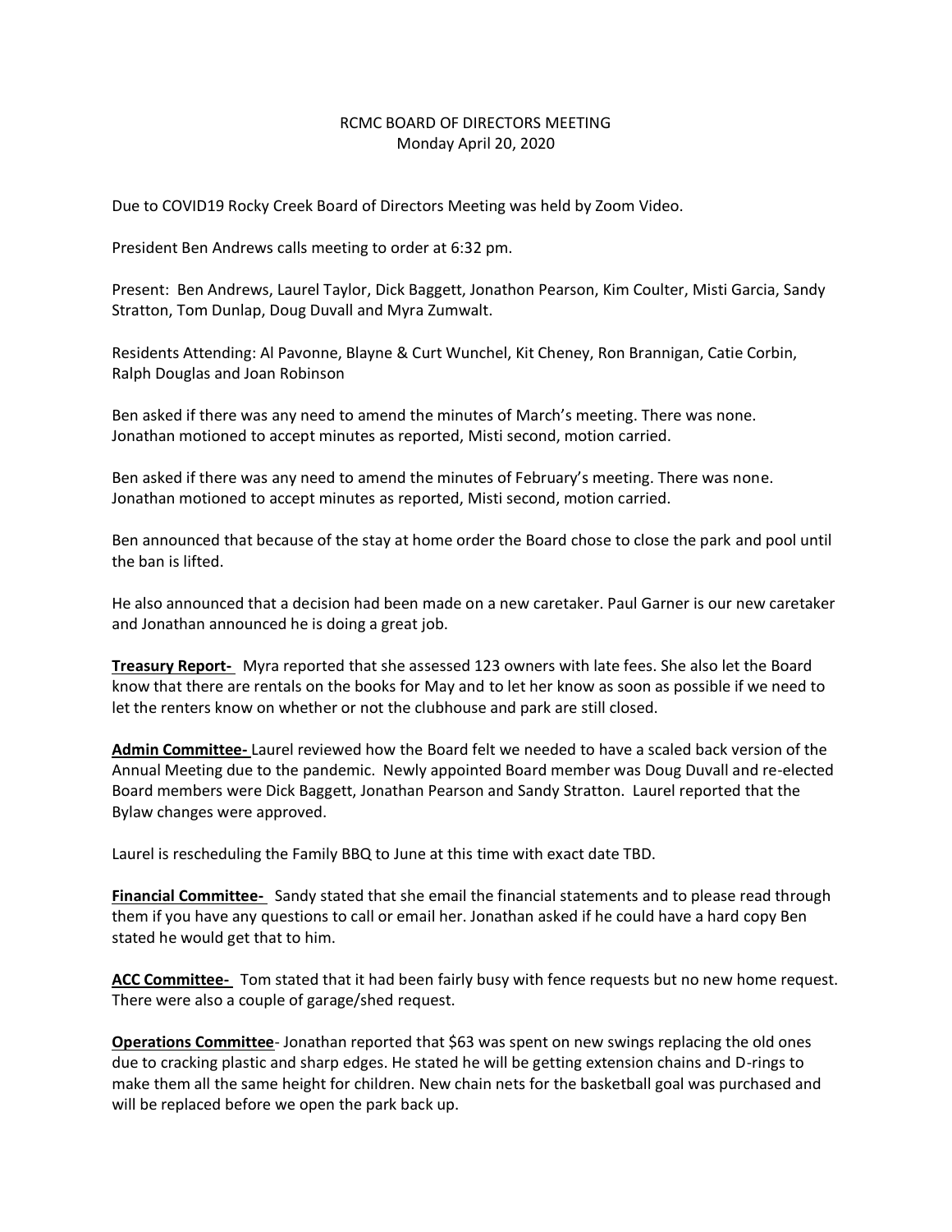RCMC BOARD OF DIRECTORS MEETING
Monday April 20, 2020

Due to COVID19 Rocky Creek Board of Directors Meeting was held by Zoom Video.

President Ben Andrews calls meeting to order at 6:32 pm.

Present: Ben Andrews, Laurel Taylor, Dick Baggett, Jonathon Pearson, Kim Coulter, Misti Garcia, Sandy Stratton, Tom Dunlap, Doug Duvall and Myra Zumwalt.

Residents Attending: Al Pavonne, Blayne & Curt Wunchel, Kit Cheney, Ron Brannigan, Catie Corbin, Ralph Douglas and Joan Robinson

Ben asked if there was any need to amend the minutes of March's meeting. There was none. Jonathan motioned to accept minutes as reported, Misti second, motion carried.

Ben asked if there was any need to amend the minutes of February's meeting. There was none. Jonathan motioned to accept minutes as reported, Misti second, motion carried.

Ben announced that because of the stay at home order the Board chose to close the park and pool until the ban is lifted.

He also announced that a decision had been made on a new caretaker. Paul Garner is our new caretaker and Jonathan announced he is doing a great job.

**Treasury Report-** Myra reported that she assessed 123 owners with late fees. She also let the Board know that there are rentals on the books for May and to let her know as soon as possible if we need to let the renters know on whether or not the clubhouse and park are still closed.

**Admin Committee-** Laurel reviewed how the Board felt we needed to have a scaled back version of the Annual Meeting due to the pandemic. Newly appointed Board member was Doug Duvall and re-elected Board members were Dick Baggett, Jonathan Pearson and Sandy Stratton. Laurel reported that the Bylaw changes were approved.

Laurel is rescheduling the Family BBQ to June at this time with exact date TBD.

**Financial Committee-** Sandy stated that she email the financial statements and to please read through them if you have any questions to call or email her. Jonathan asked if he could have a hard copy Ben stated he would get that to him.

**ACC Committee-** Tom stated that it had been fairly busy with fence requests but no new home request. There were also a couple of garage/shed request.

**Operations Committee**- Jonathan reported that $63 was spent on new swings replacing the old ones due to cracking plastic and sharp edges. He stated he will be getting extension chains and D-rings to make them all the same height for children. New chain nets for the basketball goal was purchased and will be replaced before we open the park back up.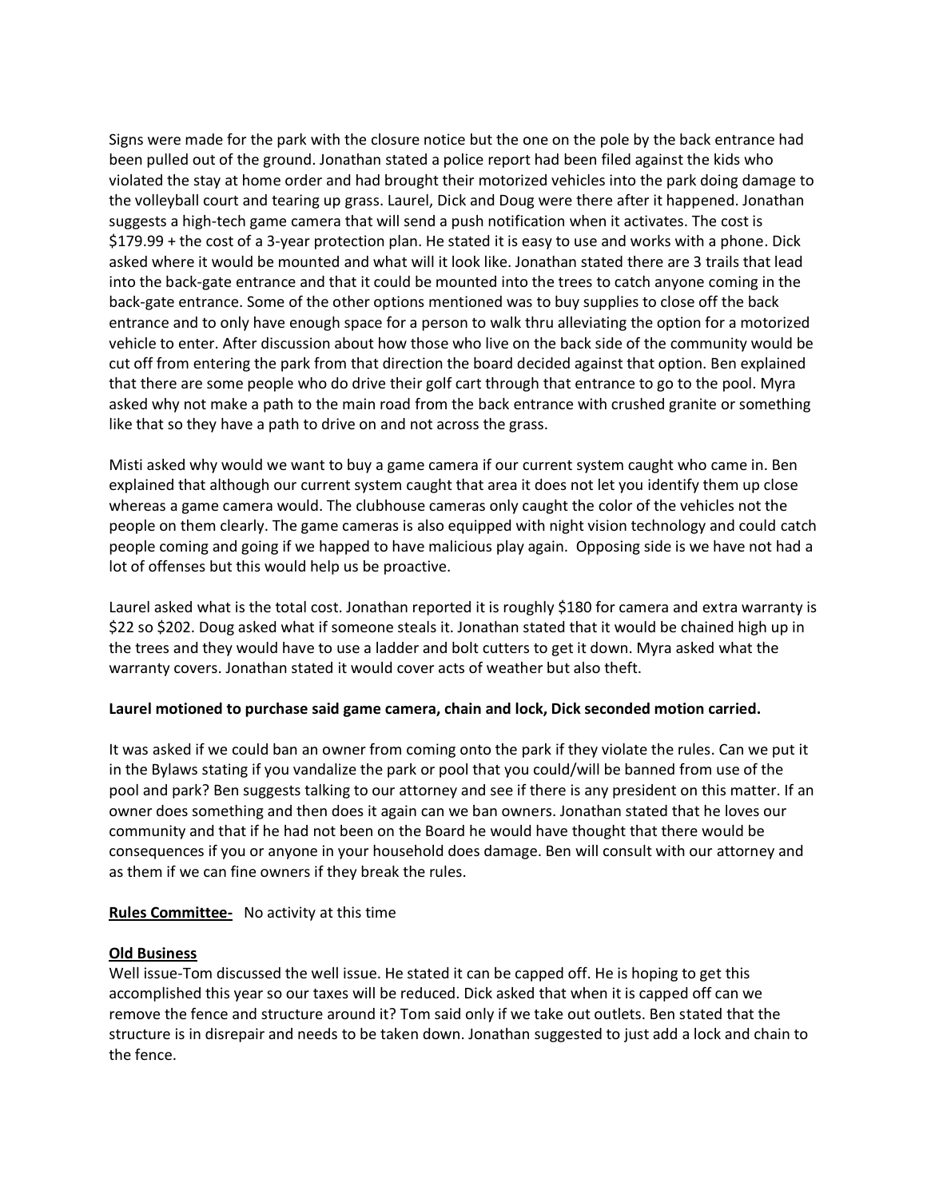Signs were made for the park with the closure notice but the one on the pole by the back entrance had been pulled out of the ground. Jonathan stated a police report had been filed against the kids who violated the stay at home order and had brought their motorized vehicles into the park doing damage to the volleyball court and tearing up grass. Laurel, Dick and Doug were there after it happened. Jonathan suggests a high-tech game camera that will send a push notification when it activates. The cost is $179.99 + the cost of a 3-year protection plan. He stated it is easy to use and works with a phone. Dick asked where it would be mounted and what will it look like. Jonathan stated there are 3 trails that lead into the back-gate entrance and that it could be mounted into the trees to catch anyone coming in the back-gate entrance. Some of the other options mentioned was to buy supplies to close off the back entrance and to only have enough space for a person to walk thru alleviating the option for a motorized vehicle to enter. After discussion about how those who live on the back side of the community would be cut off from entering the park from that direction the board decided against that option. Ben explained that there are some people who do drive their golf cart through that entrance to go to the pool. Myra asked why not make a path to the main road from the back entrance with crushed granite or something like that so they have a path to drive on and not across the grass.

Misti asked why would we want to buy a game camera if our current system caught who came in. Ben explained that although our current system caught that area it does not let you identify them up close whereas a game camera would. The clubhouse cameras only caught the color of the vehicles not the people on them clearly. The game cameras is also equipped with night vision technology and could catch people coming and going if we happed to have malicious play again. Opposing side is we have not had a lot of offenses but this would help us be proactive.

Laurel asked what is the total cost. Jonathan reported it is roughly $180 for camera and extra warranty is $22 so $202. Doug asked what if someone steals it. Jonathan stated that it would be chained high up in the trees and they would have to use a ladder and bolt cutters to get it down. Myra asked what the warranty covers. Jonathan stated it would cover acts of weather but also theft.

**Laurel motioned to purchase said game camera, chain and lock, Dick seconded motion carried.**

It was asked if we could ban an owner from coming onto the park if they violate the rules. Can we put it in the Bylaws stating if you vandalize the park or pool that you could/will be banned from use of the pool and park? Ben suggests talking to our attorney and see if there is any president on this matter. If an owner does something and then does it again can we ban owners. Jonathan stated that he loves our community and that if he had not been on the Board he would have thought that there would be consequences if you or anyone in your household does damage. Ben will consult with our attorney and as them if we can fine owners if they break the rules.

**Rules Committee-** No activity at this time

**Old Business**

Well issue-Tom discussed the well issue. He stated it can be capped off. He is hoping to get this accomplished this year so our taxes will be reduced. Dick asked that when it is capped off can we remove the fence and structure around it? Tom said only if we take out outlets. Ben stated that the structure is in disrepair and needs to be taken down. Jonathan suggested to just add a lock and chain to the fence.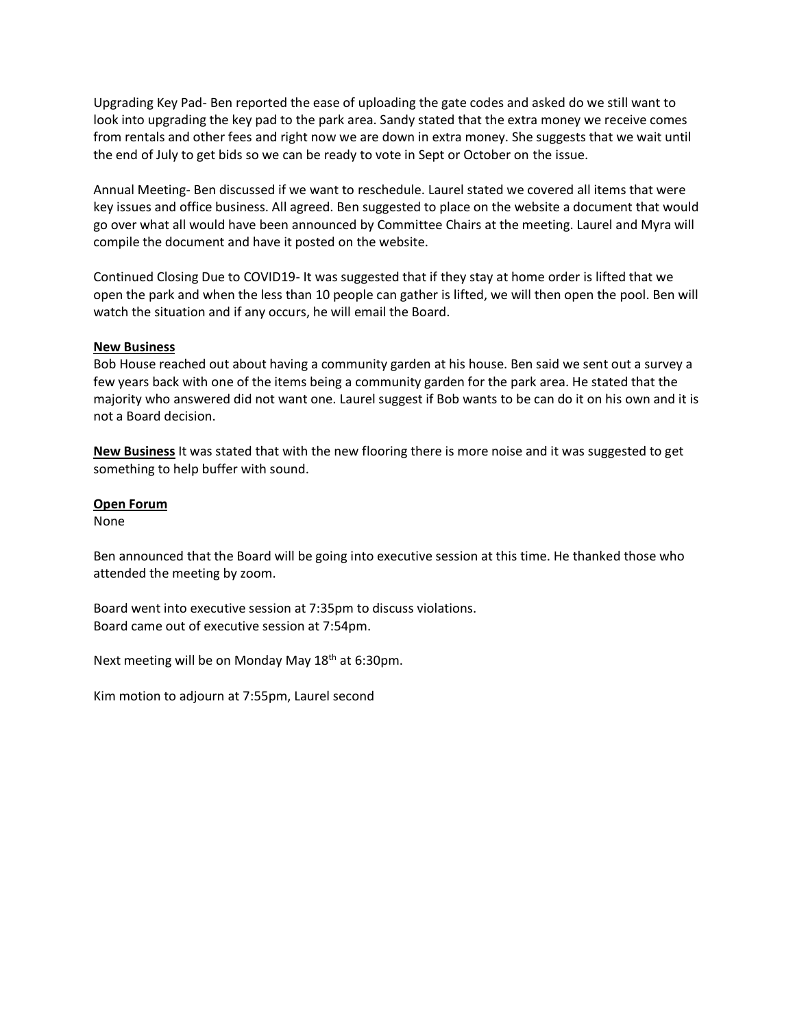Upgrading Key Pad- Ben reported the ease of uploading the gate codes and asked do we still want to look into upgrading the key pad to the park area. Sandy stated that the extra money we receive comes from rentals and other fees and right now we are down in extra money. She suggests that we wait until the end of July to get bids so we can be ready to vote in Sept or October on the issue.

Annual Meeting- Ben discussed if we want to reschedule. Laurel stated we covered all items that were key issues and office business. All agreed. Ben suggested to place on the website a document that would go over what all would have been announced by Committee Chairs at the meeting. Laurel and Myra will compile the document and have it posted on the website.

Continued Closing Due to COVID19- It was suggested that if they stay at home order is lifted that we open the park and when the less than 10 people can gather is lifted, we will then open the pool. Ben will watch the situation and if any occurs, he will email the Board.

**New Business**

Bob House reached out about having a community garden at his house. Ben said we sent out a survey a few years back with one of the items being a community garden for the park area. He stated that the majority who answered did not want one. Laurel suggest if Bob wants to be can do it on his own and it is not a Board decision.

**New Business** It was stated that with the new flooring there is more noise and it was suggested to get something to help buffer with sound.

**Open Forum**

None

Ben announced that the Board will be going into executive session at this time. He thanked those who attended the meeting by zoom.

Board went into executive session at 7:35pm to discuss violations.
Board came out of executive session at 7:54pm.

Next meeting will be on Monday May 18th at 6:30pm.

Kim motion to adjourn at 7:55pm, Laurel second